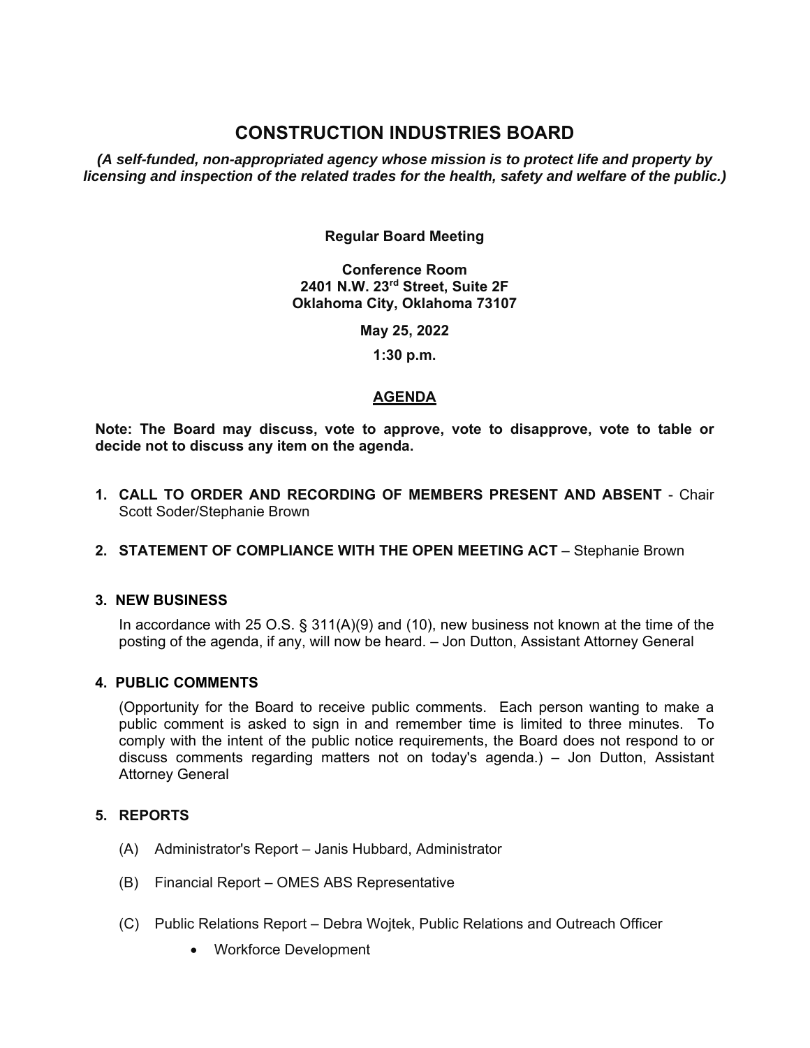# CONSTRUCTION INDUSTRIES BOARD

***(A self-funded, non-appropriated agency whose mission is to protect life and property by licensing and inspection of the related trades for the health, safety and welfare of the public.)***

**Regular Board Meeting**

**Conference Room**
**2401 N.W. 23rd Street, Suite 2F**
**Oklahoma City, Oklahoma 73107**

**May 25, 2022**

**1:30 p.m.**

## AGENDA

**Note: The Board may discuss, vote to approve, vote to disapprove, vote to table or decide not to discuss any item on the agenda.**

**1. CALL TO ORDER AND RECORDING OF MEMBERS PRESENT AND ABSENT** - Chair Scott Soder/Stephanie Brown

**2. STATEMENT OF COMPLIANCE WITH THE OPEN MEETING ACT** – Stephanie Brown

**3. NEW BUSINESS**

In accordance with 25 O.S. § 311(A)(9) and (10), new business not known at the time of the posting of the agenda, if any, will now be heard. – Jon Dutton, Assistant Attorney General

**4. PUBLIC COMMENTS**

(Opportunity for the Board to receive public comments. Each person wanting to make a public comment is asked to sign in and remember time is limited to three minutes. To comply with the intent of the public notice requirements, the Board does not respond to or discuss comments regarding matters not on today's agenda.) – Jon Dutton, Assistant Attorney General

**5. REPORTS**

(A) Administrator's Report – Janis Hubbard, Administrator

(B) Financial Report – OMES ABS Representative

(C) Public Relations Report – Debra Wojtek, Public Relations and Outreach Officer

- Workforce Development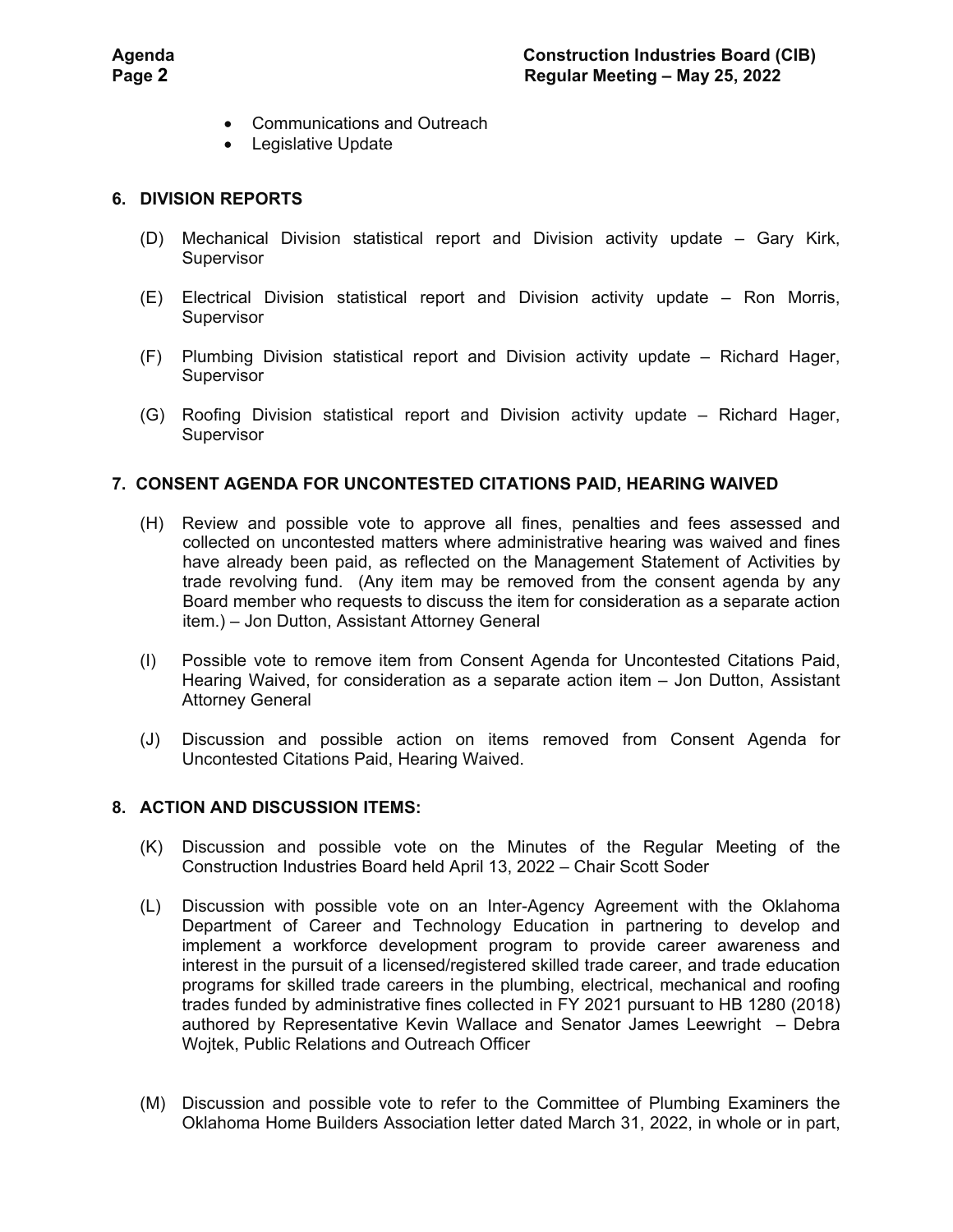- Communications and Outreach
- Legislative Update

**6. DIVISION REPORTS**

(D) Mechanical Division statistical report and Division activity update – Gary Kirk, Supervisor

(E) Electrical Division statistical report and Division activity update – Ron Morris, Supervisor

(F) Plumbing Division statistical report and Division activity update – Richard Hager, Supervisor

(G) Roofing Division statistical report and Division activity update – Richard Hager, Supervisor

**7. CONSENT AGENDA FOR UNCONTESTED CITATIONS PAID, HEARING WAIVED**

(H) Review and possible vote to approve all fines, penalties and fees assessed and collected on uncontested matters where administrative hearing was waived and fines have already been paid, as reflected on the Management Statement of Activities by trade revolving fund. (Any item may be removed from the consent agenda by any Board member who requests to discuss the item for consideration as a separate action item.) – Jon Dutton, Assistant Attorney General

(I) Possible vote to remove item from Consent Agenda for Uncontested Citations Paid, Hearing Waived, for consideration as a separate action item – Jon Dutton, Assistant Attorney General

(J) Discussion and possible action on items removed from Consent Agenda for Uncontested Citations Paid, Hearing Waived.

**8. ACTION AND DISCUSSION ITEMS:**

(K) Discussion and possible vote on the Minutes of the Regular Meeting of the Construction Industries Board held April 13, 2022 – Chair Scott Soder

(L) Discussion with possible vote on an Inter-Agency Agreement with the Oklahoma Department of Career and Technology Education in partnering to develop and implement a workforce development program to provide career awareness and interest in the pursuit of a licensed/registered skilled trade career, and trade education programs for skilled trade careers in the plumbing, electrical, mechanical and roofing trades funded by administrative fines collected in FY 2021 pursuant to HB 1280 (2018) authored by Representative Kevin Wallace and Senator James Leewright – Debra Wojtek, Public Relations and Outreach Officer

(M) Discussion and possible vote to refer to the Committee of Plumbing Examiners the Oklahoma Home Builders Association letter dated March 31, 2022, in whole or in part,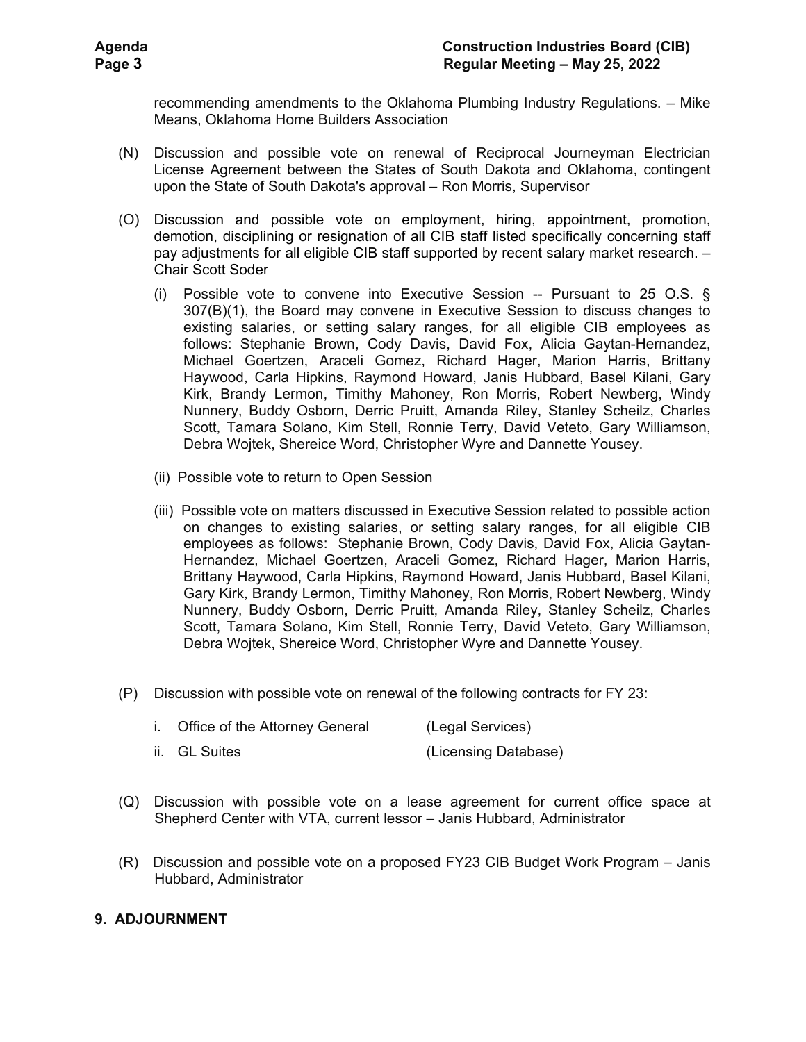recommending amendments to the Oklahoma Plumbing Industry Regulations. – Mike Means, Oklahoma Home Builders Association

(N) Discussion and possible vote on renewal of Reciprocal Journeyman Electrician License Agreement between the States of South Dakota and Oklahoma, contingent upon the State of South Dakota's approval – Ron Morris, Supervisor

(O) Discussion and possible vote on employment, hiring, appointment, promotion, demotion, disciplining or resignation of all CIB staff listed specifically concerning staff pay adjustments for all eligible CIB staff supported by recent salary market research. – Chair Scott Soder

(i) Possible vote to convene into Executive Session -- Pursuant to 25 O.S. § 307(B)(1), the Board may convene in Executive Session to discuss changes to existing salaries, or setting salary ranges, for all eligible CIB employees as follows: Stephanie Brown, Cody Davis, David Fox, Alicia Gaytan-Hernandez, Michael Goertzen, Araceli Gomez, Richard Hager, Marion Harris, Brittany Haywood, Carla Hipkins, Raymond Howard, Janis Hubbard, Basel Kilani, Gary Kirk, Brandy Lermon, Timithy Mahoney, Ron Morris, Robert Newberg, Windy Nunnery, Buddy Osborn, Derric Pruitt, Amanda Riley, Stanley Scheilz, Charles Scott, Tamara Solano, Kim Stell, Ronnie Terry, David Veteto, Gary Williamson, Debra Wojtek, Shereice Word, Christopher Wyre and Dannette Yousey.

(ii) Possible vote to return to Open Session

(iii) Possible vote on matters discussed in Executive Session related to possible action on changes to existing salaries, or setting salary ranges, for all eligible CIB employees as follows: Stephanie Brown, Cody Davis, David Fox, Alicia Gaytan-Hernandez, Michael Goertzen, Araceli Gomez, Richard Hager, Marion Harris, Brittany Haywood, Carla Hipkins, Raymond Howard, Janis Hubbard, Basel Kilani, Gary Kirk, Brandy Lermon, Timithy Mahoney, Ron Morris, Robert Newberg, Windy Nunnery, Buddy Osborn, Derric Pruitt, Amanda Riley, Stanley Scheilz, Charles Scott, Tamara Solano, Kim Stell, Ronnie Terry, David Veteto, Gary Williamson, Debra Wojtek, Shereice Word, Christopher Wyre and Dannette Yousey.

(P) Discussion with possible vote on renewal of the following contracts for FY 23:

i. Office of the Attorney General (Legal Services)

ii. GL Suites (Licensing Database)

(Q) Discussion with possible vote on a lease agreement for current office space at Shepherd Center with VTA, current lessor – Janis Hubbard, Administrator

(R) Discussion and possible vote on a proposed FY23 CIB Budget Work Program – Janis Hubbard, Administrator

## 9. ADJOURNMENT